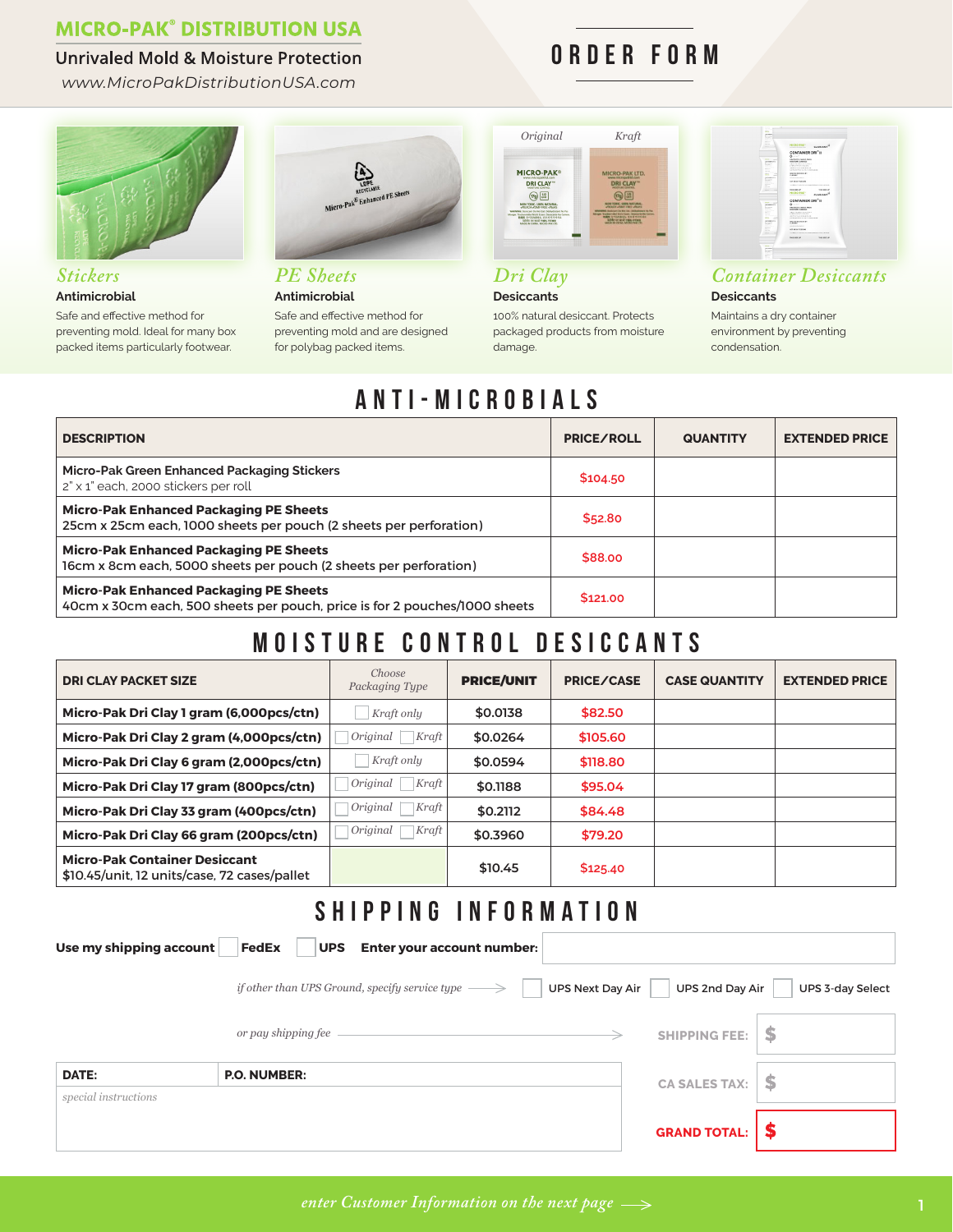# MICRO-PAK® DISTRIBUTION USA

Unrivaled Mold & Moisture Protection

*www.MicroPakDistributionUSA.com*

# ORDER FORM

### *Stickers*
**Antimicrobial**

Safe and effective method for preventing mold. Ideal for many box packed items particularly footwear.

### *PE Sheets*
**Antimicrobial**

Safe and effective method for preventing mold and are designed for polybag packed items.

### *Dri Clay*
**Desiccants**

100% natural desiccant. Protects packaged products from moisture damage.

### *Container Desiccants*
**Desiccants**

Maintains a dry container environment by preventing condensation.

## ANTI-MICROBIALS

| DESCRIPTION | PRICE/ROLL | QUANTITY | EXTENDED PRICE |
|---|---|---|---|
| **Micro-Pak Green Enhanced Packaging Stickers** 2" x 1" each, 2000 stickers per roll | $104.50 | | |
| **Micro-Pak Enhanced Packaging PE Sheets** 25cm x 25cm each, 1000 sheets per pouch (2 sheets per perforation) | $52.80 | | |
| **Micro-Pak Enhanced Packaging PE Sheets** 16cm x 8cm each, 5000 sheets per pouch (2 sheets per perforation) | $88.00 | | |
| **Micro-Pak Enhanced Packaging PE Sheets** 40cm x 30cm each, 500 sheets per pouch, price is for 2 pouches/1000 sheets | $121.00 | | |

## MOISTURE CONTROL DESICCANTS

| DRI CLAY PACKET SIZE | *Choose Packaging Type* | PRICE/UNIT | PRICE/CASE | CASE QUANTITY | EXTENDED PRICE |
|---|---|---|---|---|---|
| **Micro-Pak Dri Clay 1 gram (6,000pcs/ctn)** | ☐ *Kraft only* | $0.0138 | $82.50 | | |
| **Micro-Pak Dri Clay 2 gram (4,000pcs/ctn)** | ☐ *Original* ☐ *Kraft* | $0.0264 | $105.60 | | |
| **Micro-Pak Dri Clay 6 gram (2,000pcs/ctn)** | ☐ *Kraft only* | $0.0594 | $118.80 | | |
| **Micro-Pak Dri Clay 17 gram (800pcs/ctn)** | ☐ *Original* ☐ *Kraft* | $0.1188 | $95.04 | | |
| **Micro-Pak Dri Clay 33 gram (400pcs/ctn)** | ☐ *Original* ☐ *Kraft* | $0.2112 | $84.48 | | |
| **Micro-Pak Dri Clay 66 gram (200pcs/ctn)** | ☐ *Original* ☐ *Kraft* | $0.3960 | $79.20 | | |
| **Micro-Pak Container Desiccant** $10.45/unit, 12 units/case, 72 cases/pallet | | $10.45 | $125.40 | | |

## SHIPPING INFORMATION

**Use my shipping account** ☐ **FedEx** ☐ **UPS** **Enter your account number:** ____________

*if other than UPS Ground, specify service type* → ☐ UPS Next Day Air ☐ UPS 2nd Day Air ☐ UPS 3-day Select

*or pay shipping fee* →

**SHIPPING FEE:** $

**CA SALES TAX:** $

**GRAND TOTAL:** $

| DATE: | P.O. NUMBER: |
|---|---|
| *special instructions* | |

*enter Customer Information on the next page* →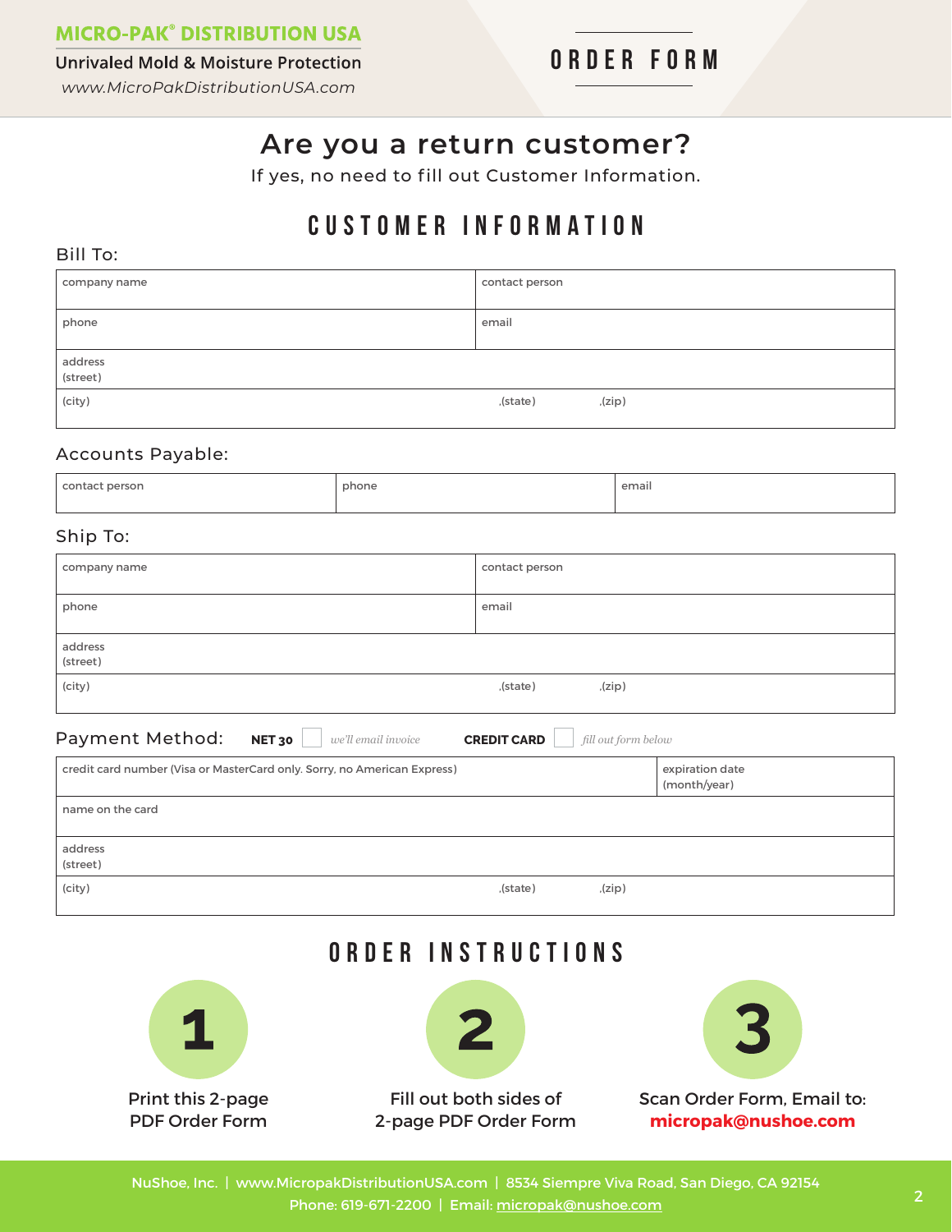**MICRO-PAK® DISTRIBUTION USA**

Unrivaled Mold & Moisture Protection

www.MicroPakDistributionUSA.com

# ORDER FORM

## Are you a return customer?

If yes, no need to fill out Customer Information.

## CUSTOMER INFORMATION

### Bill To:

| | |
|---|---|
| company name | contact person |
| phone | email |
| address (street) | |
| (city) ,(state) ,(zip) | |

### Accounts Payable:

| | | |
|---|---|---|
| contact person | phone | email |

### Ship To:

| | |
|---|---|
| company name | contact person |
| phone | email |
| address (street) | |
| (city) ,(state) ,(zip) | |

### Payment Method:

**NET 30** ☐ *we'll email invoice* **CREDIT CARD** ☐ *fill out form below*

| | |
|---|---|
| credit card number (Visa or MasterCard only. Sorry, no American Express) | expiration date (month/year) |
| name on the card | |
| address (street) | |
| (city) ,(state) ,(zip) | |

## ORDER INSTRUCTIONS

1. Print this 2-page PDF Order Form
2. Fill out both sides of 2-page PDF Order Form
3. Scan Order Form, Email to: **micropak@nushoe.com**

NuShoe, Inc. | www.MicropakDistributionUSA.com | 8534 Siempre Viva Road, San Diego, CA 92154
Phone: 619-671-2200 | Email: micropak@nushoe.com